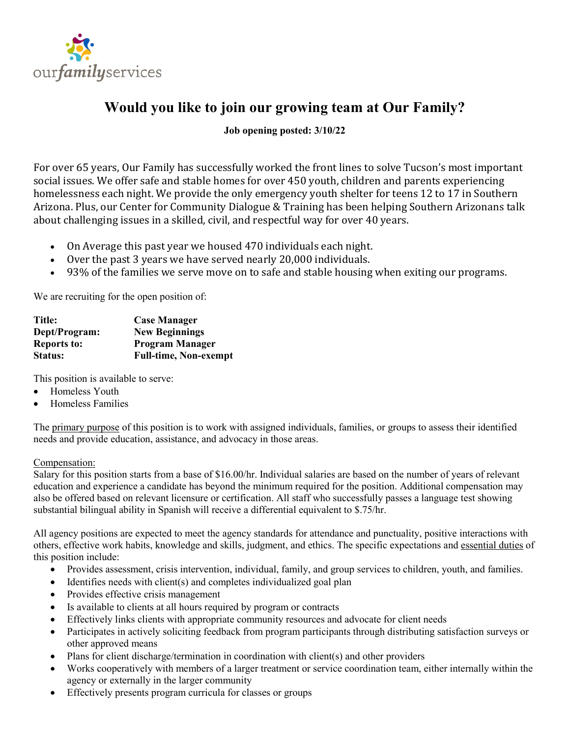ourfamilyservices

# Would you like to join our growing team at Our Family?

**Job opening posted: 3/10/22**

For over 65 years, Our Family has successfully worked the front lines to solve Tucson's most important social issues. We offer safe and stable homes for over 450 youth, children and parents experiencing homelessness each night. We provide the only emergency youth shelter for teens 12 to 17 in Southern Arizona. Plus, our Center for Community Dialogue & Training has been helping Southern Arizonans talk about challenging issues in a skilled, civil, and respectful way for over 40 years.

- On Average this past year we housed 470 individuals each night.
- Over the past 3 years we have served nearly 20,000 individuals.
- 93% of the families we serve move on to safe and stable housing when exiting our programs.

We are recruiting for the open position of:

| | |
|---|---|
| **Title:** | **Case Manager** |
| **Dept/Program:** | **New Beginnings** |
| **Reports to:** | **Program Manager** |
| **Status:** | **Full-time, Non-exempt** |

This position is available to serve:

- Homeless Youth
- Homeless Families

The primary purpose of this position is to work with assigned individuals, families, or groups to assess their identified needs and provide education, assistance, and advocacy in those areas.

Compensation:
Salary for this position starts from a base of $16.00/hr. Individual salaries are based on the number of years of relevant education and experience a candidate has beyond the minimum required for the position. Additional compensation may also be offered based on relevant licensure or certification. All staff who successfully passes a language test showing substantial bilingual ability in Spanish will receive a differential equivalent to $.75/hr.

All agency positions are expected to meet the agency standards for attendance and punctuality, positive interactions with others, effective work habits, knowledge and skills, judgment, and ethics. The specific expectations and essential duties of this position include:

- Provides assessment, crisis intervention, individual, family, and group services to children, youth, and families.
- Identifies needs with client(s) and completes individualized goal plan
- Provides effective crisis management
- Is available to clients at all hours required by program or contracts
- Effectively links clients with appropriate community resources and advocate for client needs
- Participates in actively soliciting feedback from program participants through distributing satisfaction surveys or other approved means
- Plans for client discharge/termination in coordination with client(s) and other providers
- Works cooperatively with members of a larger treatment or service coordination team, either internally within the agency or externally in the larger community
- Effectively presents program curricula for classes or groups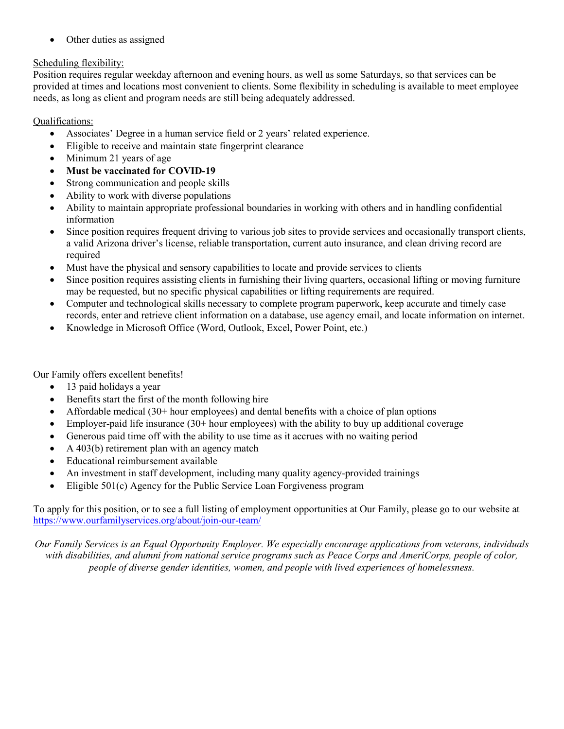- Other duties as assigned

Scheduling flexibility:

Position requires regular weekday afternoon and evening hours, as well as some Saturdays, so that services can be provided at times and locations most convenient to clients. Some flexibility in scheduling is available to meet employee needs, as long as client and program needs are still being adequately addressed.

Qualifications:

- Associates' Degree in a human service field or 2 years' related experience.
- Eligible to receive and maintain state fingerprint clearance
- Minimum 21 years of age
- **Must be vaccinated for COVID-19**
- Strong communication and people skills
- Ability to work with diverse populations
- Ability to maintain appropriate professional boundaries in working with others and in handling confidential information
- Since position requires frequent driving to various job sites to provide services and occasionally transport clients, a valid Arizona driver's license, reliable transportation, current auto insurance, and clean driving record are required
- Must have the physical and sensory capabilities to locate and provide services to clients
- Since position requires assisting clients in furnishing their living quarters, occasional lifting or moving furniture may be requested, but no specific physical capabilities or lifting requirements are required.
- Computer and technological skills necessary to complete program paperwork, keep accurate and timely case records, enter and retrieve client information on a database, use agency email, and locate information on internet.
- Knowledge in Microsoft Office (Word, Outlook, Excel, Power Point, etc.)

Our Family offers excellent benefits!

- 13 paid holidays a year
- Benefits start the first of the month following hire
- Affordable medical (30+ hour employees) and dental benefits with a choice of plan options
- Employer-paid life insurance (30+ hour employees) with the ability to buy up additional coverage
- Generous paid time off with the ability to use time as it accrues with no waiting period
- A 403(b) retirement plan with an agency match
- Educational reimbursement available
- An investment in staff development, including many quality agency-provided trainings
- Eligible 501(c) Agency for the Public Service Loan Forgiveness program

To apply for this position, or to see a full listing of employment opportunities at Our Family, please go to our website at https://www.ourfamilyservices.org/about/join-our-team/

*Our Family Services is an Equal Opportunity Employer. We especially encourage applications from veterans, individuals with disabilities, and alumni from national service programs such as Peace Corps and AmeriCorps, people of color, people of diverse gender identities, women, and people with lived experiences of homelessness.*